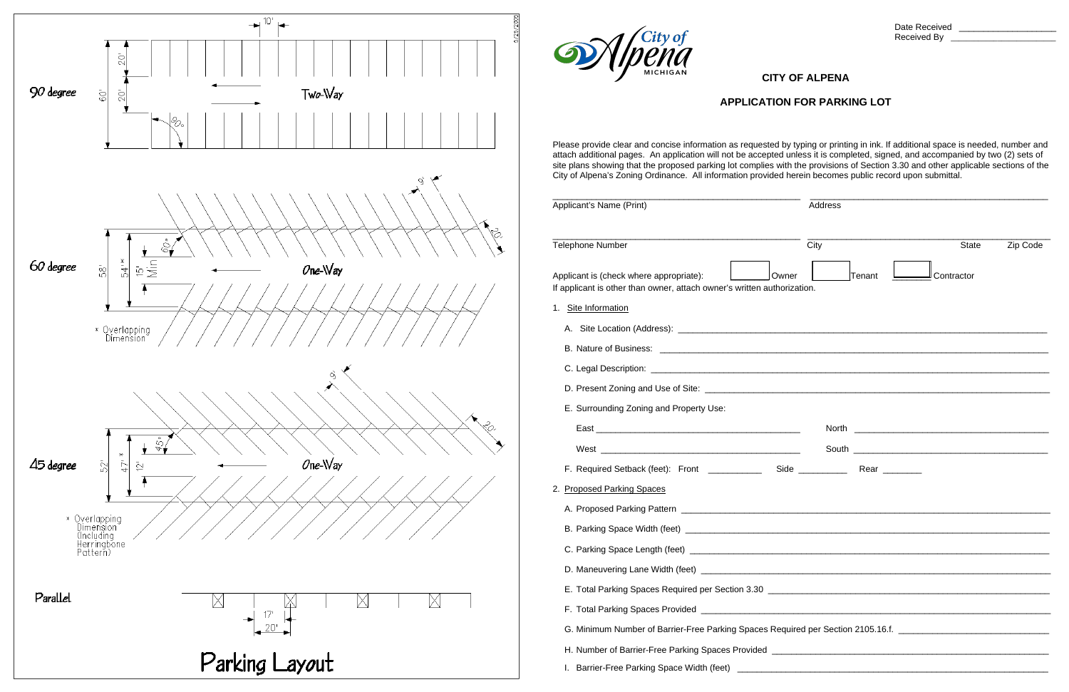90 degree

10'

20'

60'

20'

Two-Way

90°

60 degree

9'

20'

58'

54' *

15' Min

60°

One-Way

* Overlapping Dimension

45 degree

9'

20'

52'

47' *

12'

45°

One-Way

* Overlapping Dimension (Including Herringbone Pattern)

Parallel

17'

20'

# Parking Layout

Date Received \_\_\_\_\_\_\_\_\_\_\_\_\_\_\_\_\_\_\_\_
Received By \_\_\_\_\_\_\_\_\_\_\_\_\_\_\_\_\_\_\_\_

City of Alpena MICHIGAN

## CITY OF ALPENA

## APPLICATION FOR PARKING LOT

Please provide clear and concise information as requested by typing or printing in ink. If additional space is needed, number and attach additional pages. An application will not be accepted unless it is completed, signed, and accompanied by two (2) sets of site plans showing that the proposed parking lot complies with the provisions of Section 3.30 and other applicable sections of the City of Alpena's Zoning Ordinance. All information provided herein becomes public record upon submittal.

\_\_\_\_\_\_\_\_\_\_\_\_\_\_\_\_\_\_\_\_\_\_\_\_\_\_\_\_ \_\_\_\_\_\_\_\_\_\_\_\_\_\_\_\_\_\_\_\_\_\_\_\_\_\_\_\_
Applicant's Name (Print) Address

\_\_\_\_\_\_\_\_\_\_\_\_\_\_\_\_\_\_\_\_\_\_\_\_\_\_\_\_ \_\_\_\_\_\_\_\_\_\_\_\_\_\_\_\_\_\_\_\_\_\_\_\_\_\_\_\_
Telephone Number City State Zip Code

Applicant is (check where appropriate): ☐ Owner ☐ Tenant ☐ Contractor
If applicant is other than owner, attach owner's written authorization.

1. Site Information

   A. Site Location (Address): \_\_\_\_\_\_\_\_\_\_\_\_\_\_\_\_\_\_\_\_

   B. Nature of Business: \_\_\_\_\_\_\_\_\_\_\_\_\_\_\_\_\_\_\_\_

   C. Legal Description: \_\_\_\_\_\_\_\_\_\_\_\_\_\_\_\_\_\_\_\_

   D. Present Zoning and Use of Site: \_\_\_\_\_\_\_\_\_\_\_\_\_\_\_\_\_\_\_\_

   E. Surrounding Zoning and Property Use:

      East \_\_\_\_\_\_\_\_\_\_\_\_\_\_\_\_\_\_\_\_ North \_\_\_\_\_\_\_\_\_\_\_\_\_\_\_\_\_\_\_\_

      West \_\_\_\_\_\_\_\_\_\_\_\_\_\_\_\_\_\_\_\_ South \_\_\_\_\_\_\_\_\_\_\_\_\_\_\_\_\_\_\_\_

   F. Required Setback (feet): Front \_\_\_\_\_\_\_\_\_\_ Side \_\_\_\_\_\_\_\_\_\_ Rear \_\_\_\_\_\_\_\_

2. Proposed Parking Spaces

   A. Proposed Parking Pattern \_\_\_\_\_\_\_\_\_\_\_\_\_\_\_\_\_\_\_\_

   B. Parking Space Width (feet) \_\_\_\_\_\_\_\_\_\_\_\_\_\_\_\_\_\_\_\_

   C. Parking Space Length (feet) \_\_\_\_\_\_\_\_\_\_\_\_\_\_\_\_\_\_\_\_

   D. Maneuvering Lane Width (feet) \_\_\_\_\_\_\_\_\_\_\_\_\_\_\_\_\_\_\_\_

   E. Total Parking Spaces Required per Section 3.30 \_\_\_\_\_\_\_\_\_\_\_\_\_\_\_\_\_\_\_\_

   F. Total Parking Spaces Provided \_\_\_\_\_\_\_\_\_\_\_\_\_\_\_\_\_\_\_\_

   G. Minimum Number of Barrier-Free Parking Spaces Required per Section 2105.16.f. \_\_\_\_\_\_\_\_\_\_\_\_\_\_\_\_\_\_\_\_

   H. Number of Barrier-Free Parking Spaces Provided \_\_\_\_\_\_\_\_\_\_\_\_\_\_\_\_\_\_\_\_

   I. Barrier-Free Parking Space Width (feet) \_\_\_\_\_\_\_\_\_\_\_\_\_\_\_\_\_\_\_\_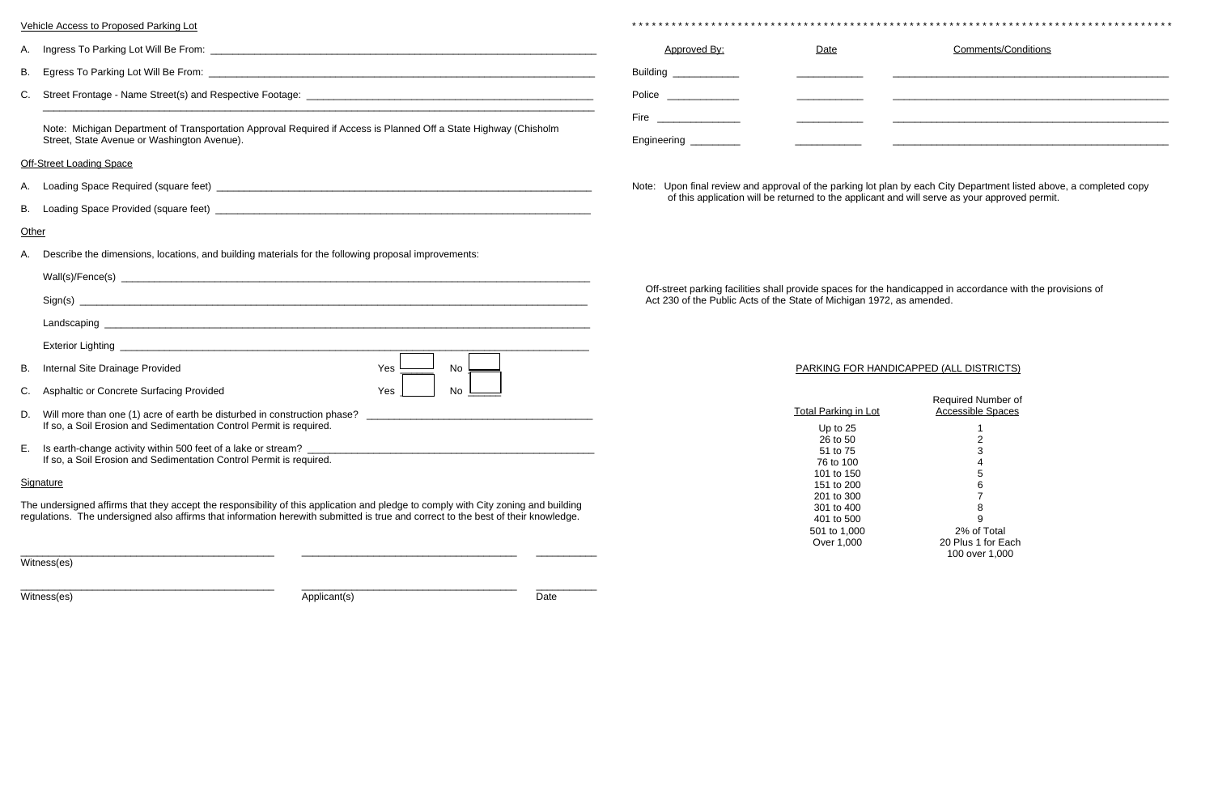Vehicle Access to Proposed Parking Lot

A. Ingress To Parking Lot Will Be From: ___________________________________________

B. Egress To Parking Lot Will Be From: ___________________________________________

C. Street Frontage - Name Street(s) and Respective Footage: ___________________________________________

___________________________________________

Note: Michigan Department of Transportation Approval Required if Access is Planned Off a State Highway (Chisholm Street, State Avenue or Washington Avenue).

Off-Street Loading Space

A. Loading Space Required (square feet) ___________________________________________

B. Loading Space Provided (square feet) ___________________________________________

Other

A. Describe the dimensions, locations, and building materials for the following proposal improvements:

Wall(s)/Fence(s) ___________________________________________

Sign(s) ___________________________________________

Landscaping ___________________________________________

Exterior Lighting ___________________________________________

B. Internal Site Drainage Provided Yes ☐ No ☐

C. Asphaltic or Concrete Surfacing Provided Yes ☐ No ☐

D. Will more than one (1) acre of earth be disturbed in construction phase? ___________________________________________
If so, a Soil Erosion and Sedimentation Control Permit is required.

E. Is earth-change activity within 500 feet of a lake or stream? ___________________________________________
If so, a Soil Erosion and Sedimentation Control Permit is required.

Signature

The undersigned affirms that they accept the responsibility of this application and pledge to comply with City zoning and building regulations. The undersigned also affirms that information herewith submitted is true and correct to the best of their knowledge.

______________________ ______________________ __________

Witness(es)

______________________ ______________________ __________

Witness(es) Applicant(s) Date

* * * * * * * * * * * * * * * * * * * * * * * * * * * * * * * * * * * * * * * * * * * * * * * * * * * * * * * * * * * * * * * * * * * * * * * * * * * * * * * * * * * *

| Approved By: | Date | Comments/Conditions |
|---|---|---|
| Building ___________ | ___________ | ___________________________ |
| Police ___________ | ___________ | ___________________________ |
| Fire ___________ | ___________ | ___________________________ |
| Engineering ___________ | ___________ | ___________________________ |

Note: Upon final review and approval of the parking lot plan by each City Department listed above, a completed copy of this application will be returned to the applicant and will serve as your approved permit.

Off-street parking facilities shall provide spaces for the handicapped in accordance with the provisions of Act 230 of the Public Acts of the State of Michigan 1972, as amended.

PARKING FOR HANDICAPPED (ALL DISTRICTS)

| Total Parking in Lot | Required Number of Accessible Spaces |
|---|---|
| Up to 25 | 1 |
| 26 to 50 | 2 |
| 51 to 75 | 3 |
| 76 to 100 | 4 |
| 101 to 150 | 5 |
| 151 to 200 | 6 |
| 201 to 300 | 7 |
| 301 to 400 | 8 |
| 401 to 500 | 9 |
| 501 to 1,000 | 2% of Total |
| Over 1,000 | 20 Plus 1 for Each 100 over 1,000 |